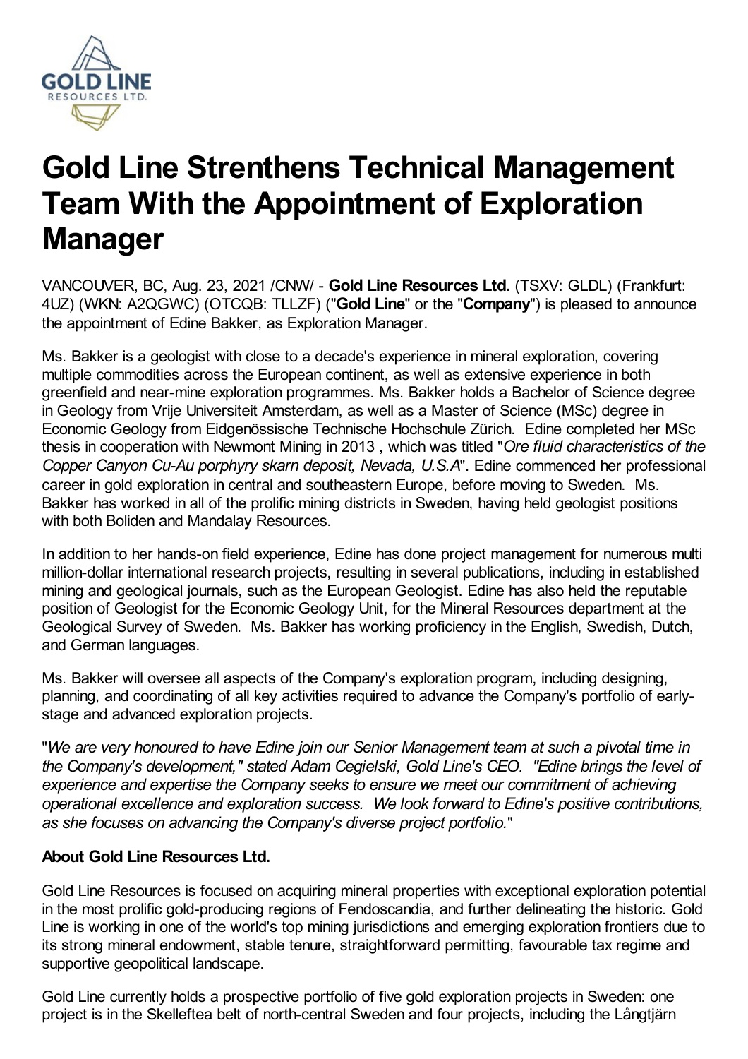# Gold Line Strenthens Technical Management Team With the Appointment of Exploration Manager

VANCOUVER, BC, Aug. 23, 2021 /CNW/ - **Gold Line Resources Ltd.** (TSXV: GLDL) (Frankfurt: 4UZ) (WKN: A2QGWC) (OTCQB: TLLZF) ("**Gold Line**" or the "**Company**") is pleased to announce the appointment of Edine Bakker, as Exploration Manager.

Ms. Bakker is a geologist with close to a decade's experience in mineral exploration, covering multiple commodities across the European continent, as well as extensive experience in both greenfield and near-mine exploration programmes. Ms. Bakker holds a Bachelor of Science degree in Geology from Vrije Universiteit Amsterdam, as well as a Master of Science (MSc) degree in Economic Geology from Eidgenössische Technische Hochschule Zürich. Edine completed her MSc thesis in cooperation with Newmont Mining in 2013 , which was titled "*Ore fluid characteristics of the Copper Canyon Cu-Au porphyry skarn deposit, Nevada, U.S.A*". Edine commenced her professional career in gold exploration in central and southeastern Europe, before moving to Sweden. Ms. Bakker has worked in all of the prolific mining districts in Sweden, having held geologist positions with both Boliden and Mandalay Resources.

In addition to her hands-on field experience, Edine has done project management for numerous multi million-dollar international research projects, resulting in several publications, including in established mining and geological journals, such as the European Geologist. Edine has also held the reputable position of Geologist for the Economic Geology Unit, for the Mineral Resources department at the Geological Survey of Sweden. Ms. Bakker has working proficiency in the English, Swedish, Dutch, and German languages.

Ms. Bakker will oversee all aspects of the Company's exploration program, including designing, planning, and coordinating of all key activities required to advance the Company's portfolio of early-stage and advanced exploration projects.

"*We are very honoured to have Edine join our Senior Management team at such a pivotal time in the Company's development," stated Adam Cegielski, Gold Line's CEO. "Edine brings the level of experience and expertise the Company seeks to ensure we meet our commitment of achieving operational excellence and exploration success. We look forward to Edine's positive contributions, as she focuses on advancing the Company's diverse project portfolio.*"

**About Gold Line Resources Ltd.**

Gold Line Resources is focused on acquiring mineral properties with exceptional exploration potential in the most prolific gold-producing regions of Fendoscandia, and further delineating the historic. Gold Line is working in one of the world's top mining jurisdictions and emerging exploration frontiers due to its strong mineral endowment, stable tenure, straightforward permitting, favourable tax regime and supportive geopolitical landscape.

Gold Line currently holds a prospective portfolio of five gold exploration projects in Sweden: one project is in the Skelleftea belt of north-central Sweden and four projects, including the Långtjärn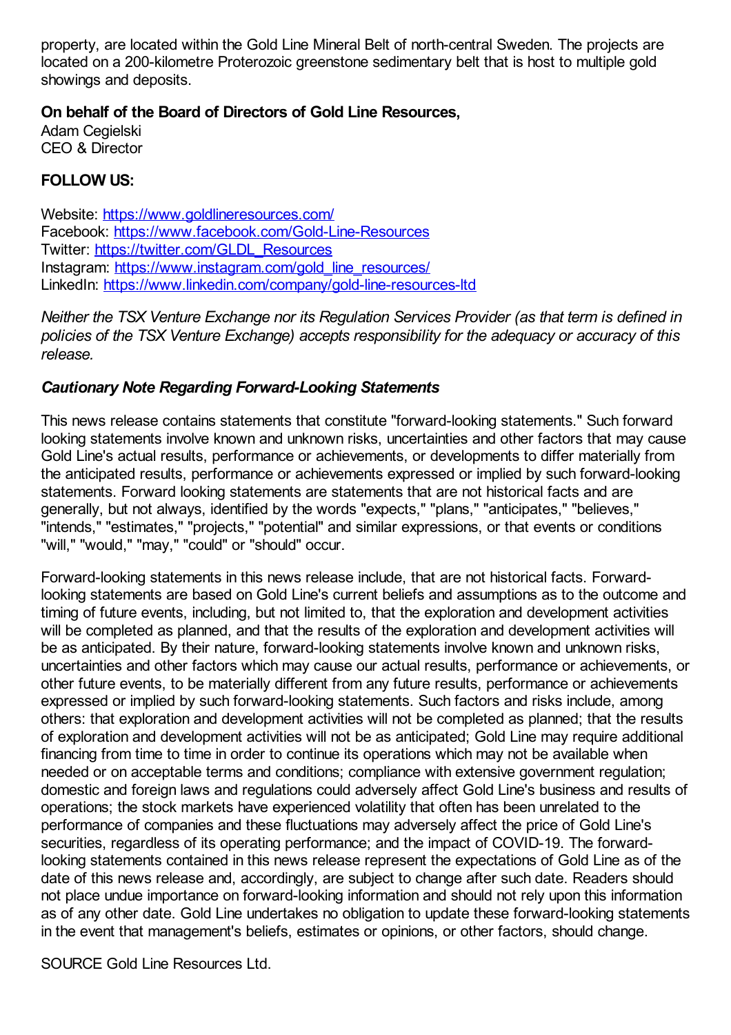property, are located within the Gold Line Mineral Belt of north-central Sweden. The projects are located on a 200-kilometre Proterozoic greenstone sedimentary belt that is host to multiple gold showings and deposits.

**On behalf of the Board of Directors of Gold Line Resources,**
Adam Cegielski
CEO & Director

**FOLLOW US:**

Website: [https://www.goldlineresources.com/](https://www.goldlineresources.com/)
Facebook: [https://www.facebook.com/Gold-Line-Resources](https://www.facebook.com/Gold-Line-Resources)
Twitter: [https://twitter.com/GLDL_Resources](https://twitter.com/GLDL_Resources)
Instagram: [https://www.instagram.com/gold_line_resources/](https://www.instagram.com/gold_line_resources/)
LinkedIn: [https://www.linkedin.com/company/gold-line-resources-ltd](https://www.linkedin.com/company/gold-line-resources-ltd)

*Neither the TSX Venture Exchange nor its Regulation Services Provider (as that term is defined in policies of the TSX Venture Exchange) accepts responsibility for the adequacy or accuracy of this release.*

***Cautionary Note Regarding Forward-Looking Statements***

This news release contains statements that constitute "forward-looking statements." Such forward looking statements involve known and unknown risks, uncertainties and other factors that may cause Gold Line's actual results, performance or achievements, or developments to differ materially from the anticipated results, performance or achievements expressed or implied by such forward-looking statements. Forward looking statements are statements that are not historical facts and are generally, but not always, identified by the words "expects," "plans," "anticipates," "believes," "intends," "estimates," "projects," "potential" and similar expressions, or that events or conditions "will," "would," "may," "could" or "should" occur.

Forward-looking statements in this news release include, that are not historical facts. Forward-looking statements are based on Gold Line's current beliefs and assumptions as to the outcome and timing of future events, including, but not limited to, that the exploration and development activities will be completed as planned, and that the results of the exploration and development activities will be as anticipated. By their nature, forward-looking statements involve known and unknown risks, uncertainties and other factors which may cause our actual results, performance or achievements, or other future events, to be materially different from any future results, performance or achievements expressed or implied by such forward-looking statements. Such factors and risks include, among others: that exploration and development activities will not be completed as planned; that the results of exploration and development activities will not be as anticipated; Gold Line may require additional financing from time to time in order to continue its operations which may not be available when needed or on acceptable terms and conditions; compliance with extensive government regulation; domestic and foreign laws and regulations could adversely affect Gold Line's business and results of operations; the stock markets have experienced volatility that often has been unrelated to the performance of companies and these fluctuations may adversely affect the price of Gold Line's securities, regardless of its operating performance; and the impact of COVID-19. The forward-looking statements contained in this news release represent the expectations of Gold Line as of the date of this news release and, accordingly, are subject to change after such date. Readers should not place undue importance on forward-looking information and should not rely upon this information as of any other date. Gold Line undertakes no obligation to update these forward-looking statements in the event that management's beliefs, estimates or opinions, or other factors, should change.

SOURCE Gold Line Resources Ltd.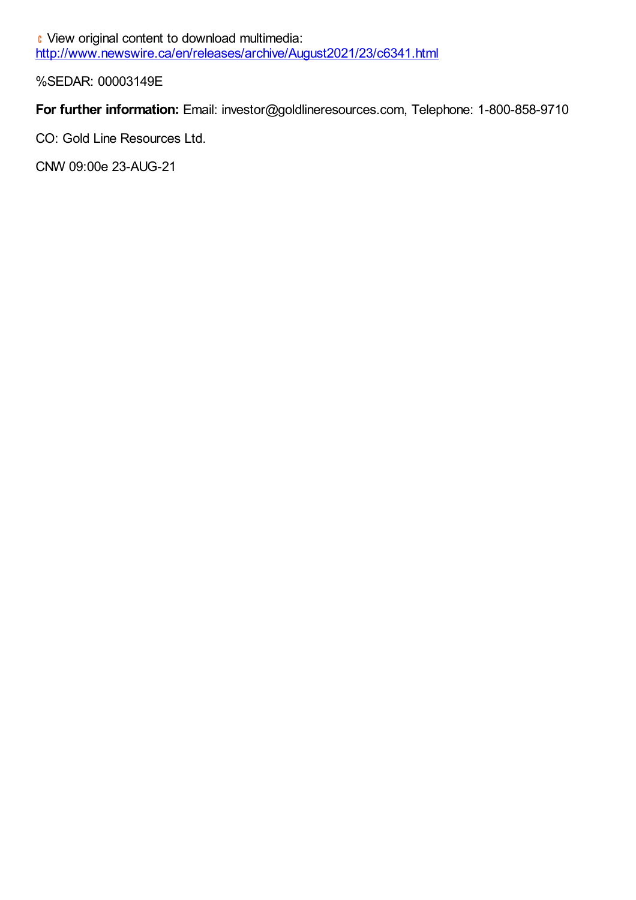View original content to download multimedia: http://www.newswire.ca/en/releases/archive/August2021/23/c6341.html

%SEDAR: 00003149E

**For further information:** Email: investor@goldlineresources.com, Telephone: 1-800-858-9710

CO: Gold Line Resources Ltd.

CNW 09:00e 23-AUG-21